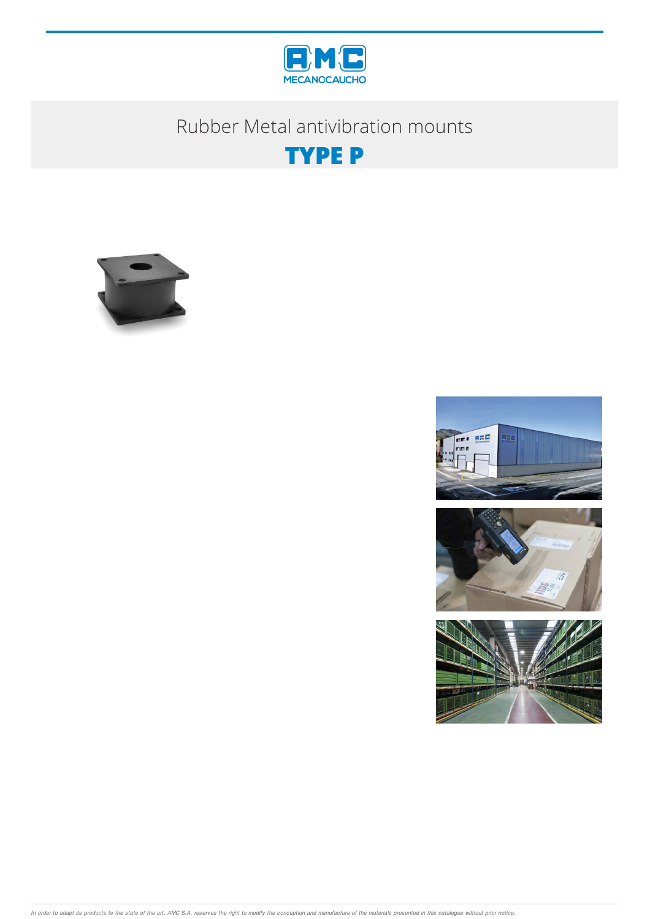# Rubber Metal antivibration mounts

## TYPE P

*In order to adapt its products to the state of the art, AMC S.A. reserves the right to modify the conception and manufacture of the materials presented in this catalogue without prior notice.*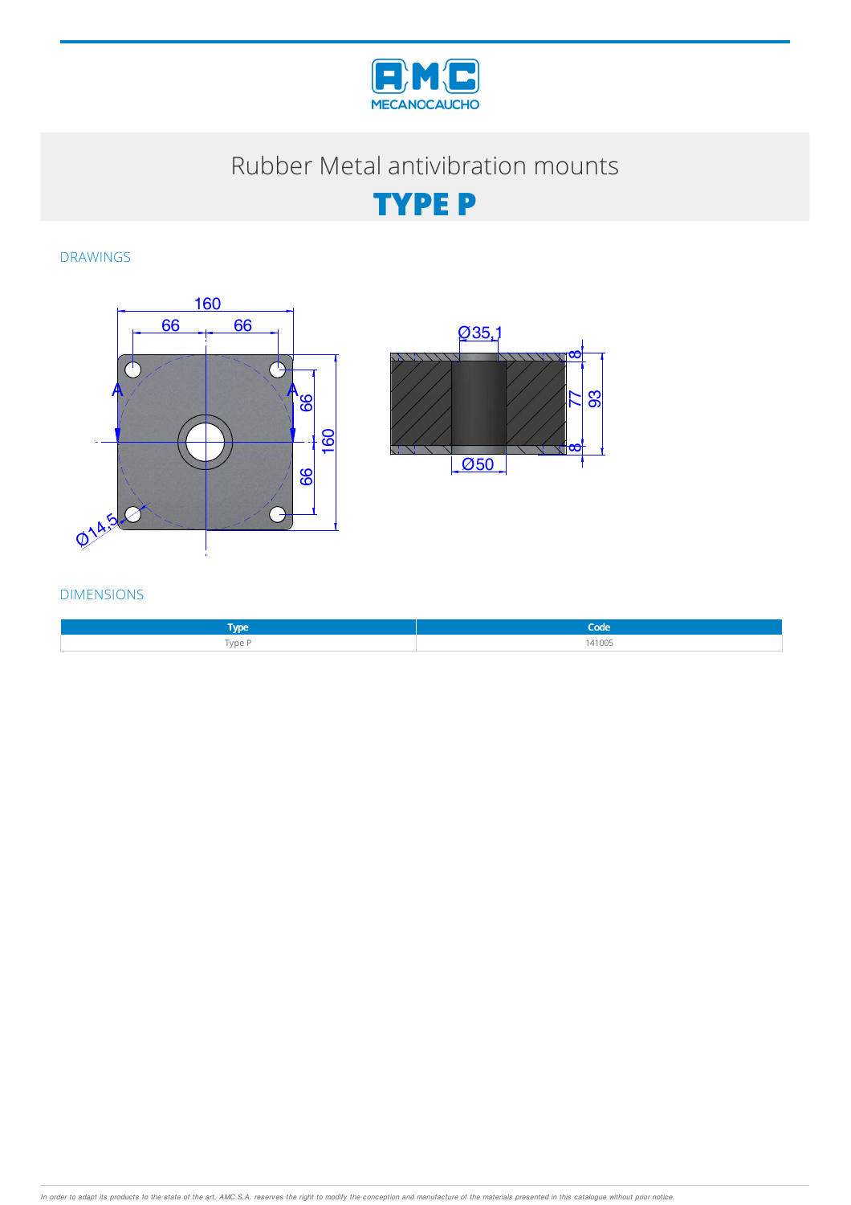# Rubber Metal antivibration mounts

## TYPE P

### DRAWINGS

160

66 66

66 66 160

Ø14,5

A A

Ø35,1

8 77 93 8

Ø50

### DIMENSIONS

| Type | Code |
|---|---|
| Type P | 141005 |

*In order to adapt its products to the state of the art, AMC S.A. reserves the right to modify the conception and manufacture of the materials presented in this catalogue without prior notice.*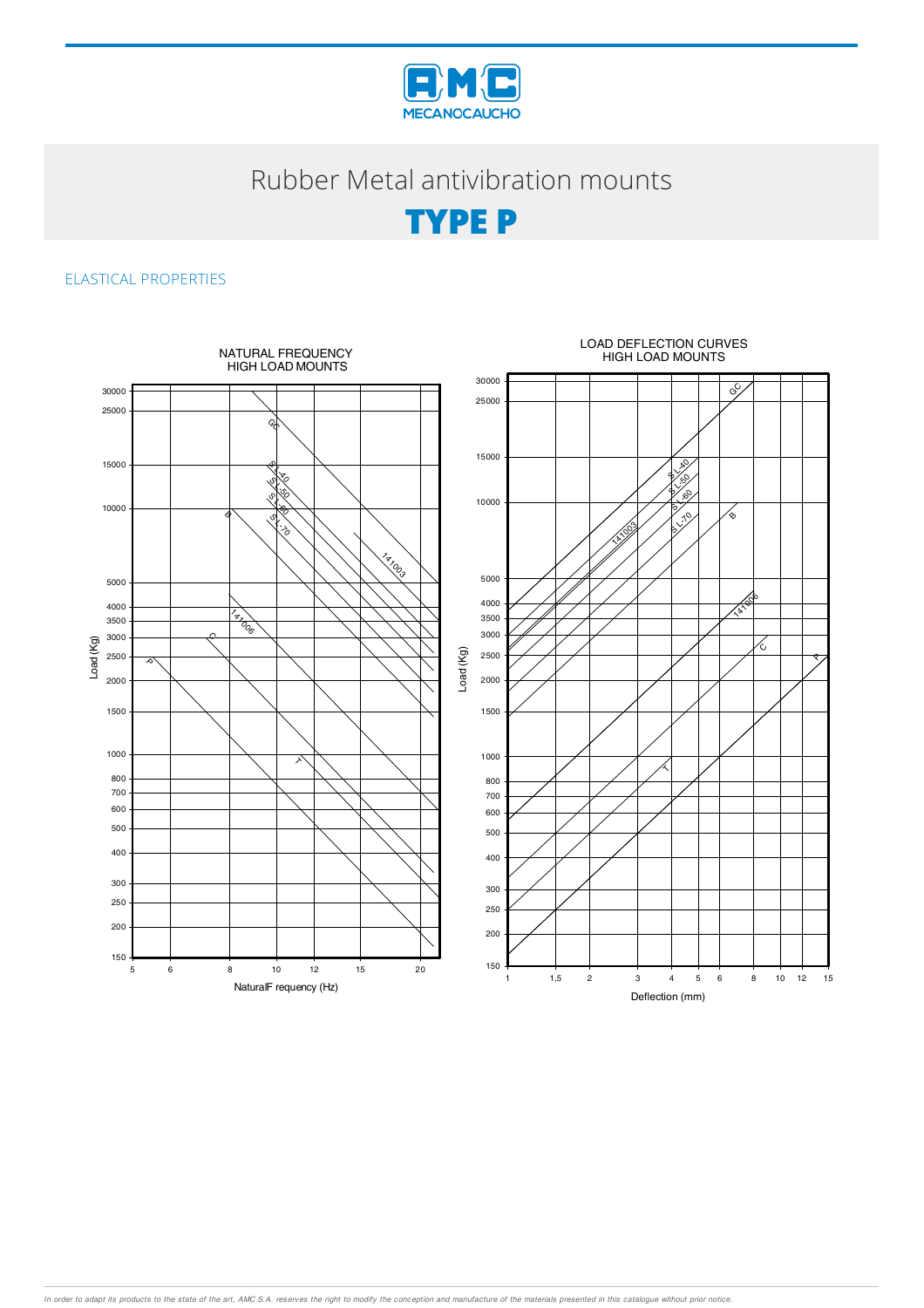# Rubber Metal antivibration mounts

# TYPE P

## ELASTICAL PROPERTIES

NATURAL FREQUENCY
HIGH LOAD MOUNTS

Load (Kg)

30000
25000
15000
10000
5000
4000
3500
3000
2500
2000
1500
1000
800
700
600
500
400
300
250
200
150

GC
SL-40
SL-50
SL-60
SL-70
B
141003
141006
C
P
T

5
6
8
10
12
15
20

NaturalF requency (Hz)

LOAD DEFLECTION CURVES
HIGH LOAD MOUNTS

Load (Kg)

30000
25000
15000
10000
5000
4000
3500
3000
2500
2000
1500
1000
800
700
600
500
400
300
250
200
150

GC
SL-40
SL-50
SL-60
SL-70
141003
B
141006
C
P
T

1
1,5
2
3
4
5
6
8
10
12
15

Deflection (mm)